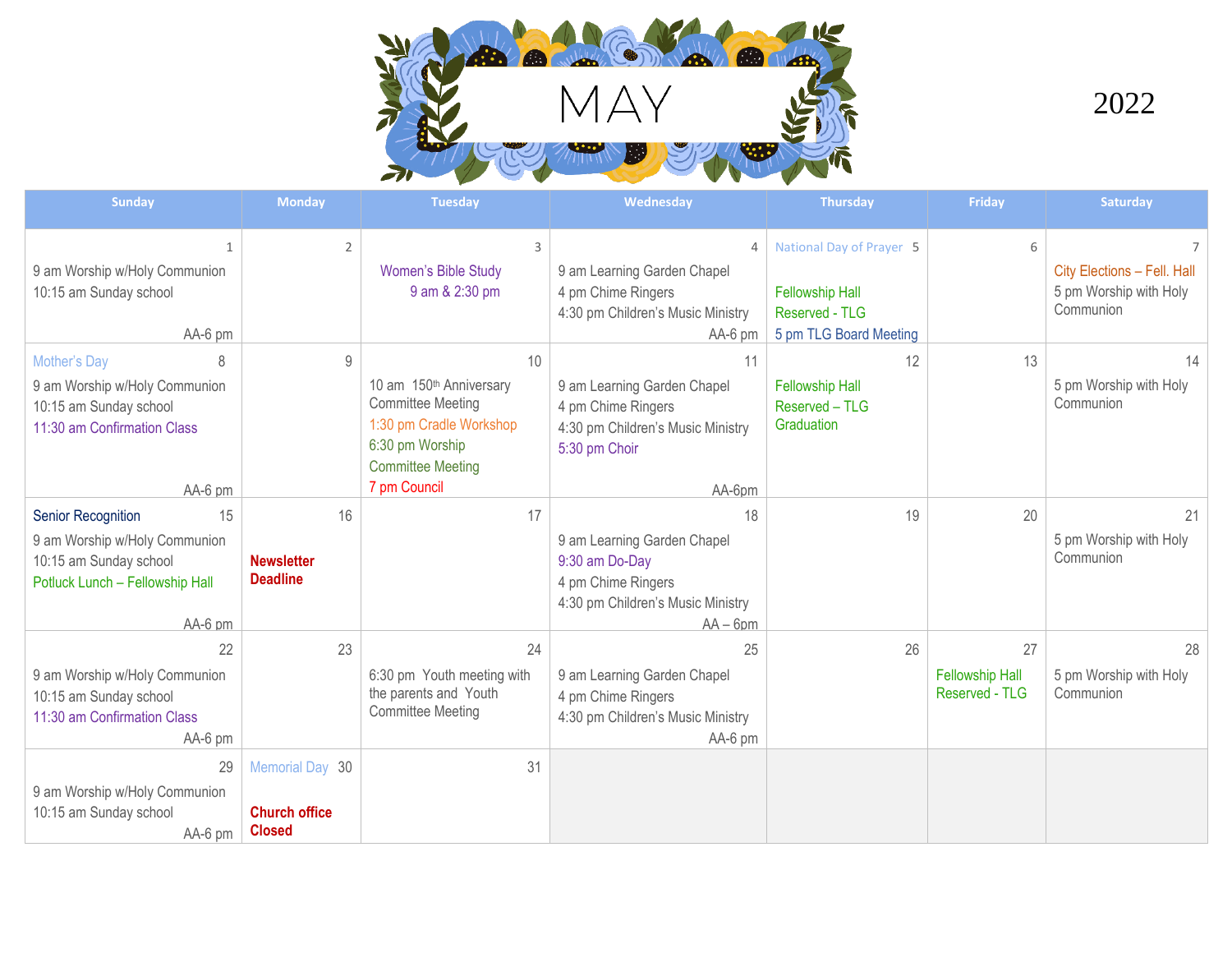# MAY 2022

| Sunday | Monday | Tuesday | Wednesday | Thursday | Friday | Saturday |
|---|---|---|---|---|---|---|
| 1<br>9 am Worship w/Holy Communion<br>10:15 am Sunday school<br>AA-6 pm | 2 | 3<br>Women's Bible Study<br>9 am & 2:30 pm | 4<br>9 am Learning Garden Chapel<br>4 pm Chime Ringers<br>4:30 pm Children's Music Ministry<br>AA-6 pm | National Day of Prayer 5<br>Fellowship Hall Reserved - TLG<br>5 pm TLG Board Meeting | 6 | 7<br>City Elections – Fell. Hall<br>5 pm Worship with Holy Communion |
| Mother's Day 8<br>9 am Worship w/Holy Communion<br>10:15 am Sunday school<br>11:30 am Confirmation Class<br>AA-6 pm | 9 | 10<br>10 am 150th Anniversary Committee Meeting<br>1:30 pm Cradle Workshop<br>6:30 pm Worship Committee Meeting<br>7 pm Council | 11<br>9 am Learning Garden Chapel<br>4 pm Chime Ringers<br>4:30 pm Children's Music Ministry<br>5:30 pm Choir<br>AA-6pm | 12<br>Fellowship Hall Reserved – TLG Graduation | 13 | 14<br>5 pm Worship with Holy Communion |
| Senior Recognition 15<br>9 am Worship w/Holy Communion<br>10:15 am Sunday school<br>Potluck Lunch – Fellowship Hall<br>AA-6 pm | 16<br>**Newsletter Deadline** | 17 | 18<br>9 am Learning Garden Chapel<br>9:30 am Do-Day<br>4 pm Chime Ringers<br>4:30 pm Children's Music Ministry<br>AA – 6pm | 19 | 20 | 21<br>5 pm Worship with Holy Communion |
| 22<br>9 am Worship w/Holy Communion<br>10:15 am Sunday school<br>11:30 am Confirmation Class<br>AA-6 pm | 23 | 24<br>6:30 pm Youth meeting with the parents and Youth Committee Meeting | 25<br>9 am Learning Garden Chapel<br>4 pm Chime Ringers<br>4:30 pm Children's Music Ministry<br>AA-6 pm | 26 | 27<br>Fellowship Hall Reserved - TLG | 28<br>5 pm Worship with Holy Communion |
| 29<br>9 am Worship w/Holy Communion<br>10:15 am Sunday school<br>AA-6 pm | Memorial Day 30<br>**Church office Closed** | 31 | | | | |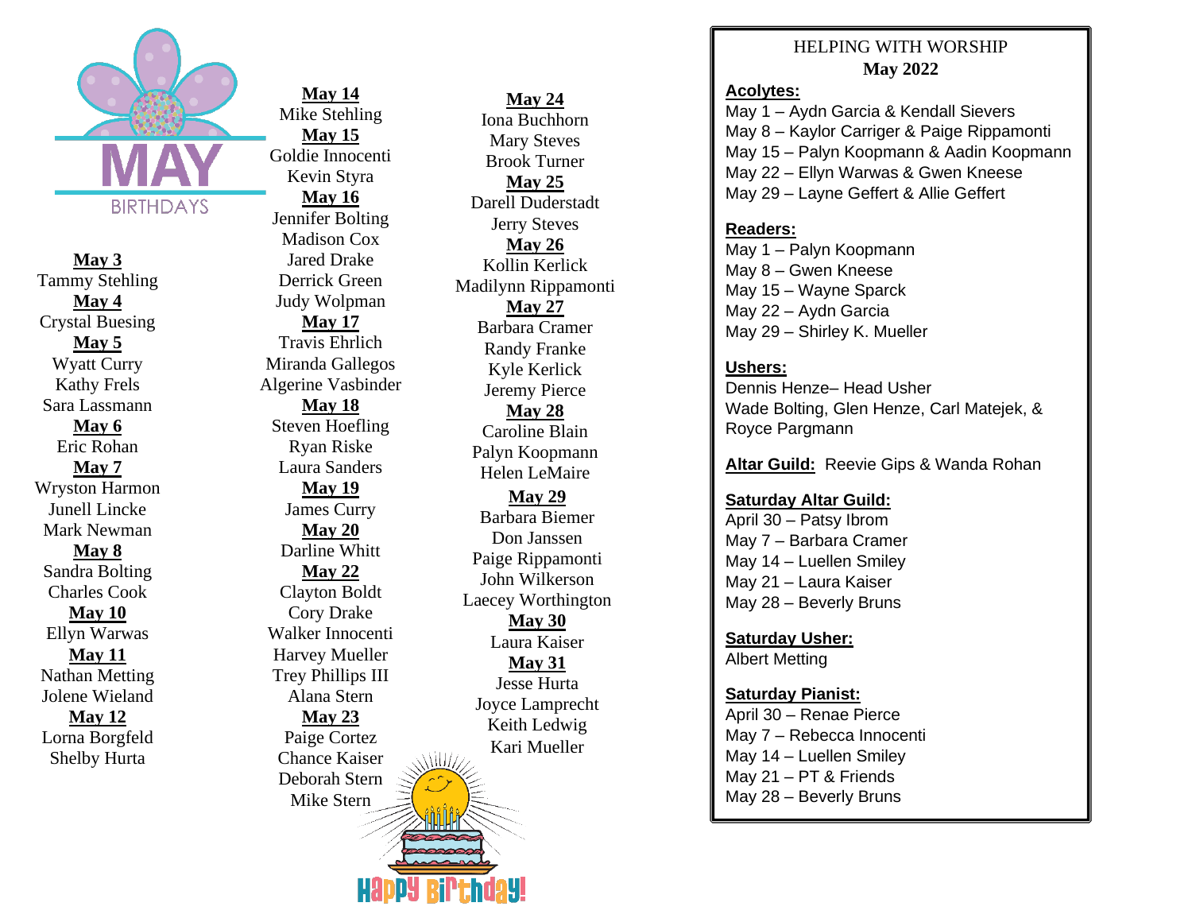# MAY BIRTHDAYS

**May 3**
Tammy Stehling

**May 4**
Crystal Buesing

**May 5**
Wyatt Curry
Kathy Frels
Sara Lassmann

**May 6**
Eric Rohan

**May 7**
Wryston Harmon
Junell Lincke
Mark Newman

**May 8**
Sandra Bolting
Charles Cook

**May 10**
Ellyn Warwas

**May 11**
Nathan Metting
Jolene Wieland

**May 12**
Lorna Borgfeld
Shelby Hurta

**May 14**
Mike Stehling

**May 15**
Goldie Innocenti
Kevin Styra

**May 16**
Jennifer Bolting
Madison Cox
Jared Drake
Derrick Green
Judy Wolpman

**May 17**
Travis Ehrlich
Miranda Gallegos
Algerine Vasbinder

**May 18**
Steven Hoefling
Ryan Riske
Laura Sanders

**May 19**
James Curry

**May 20**
Darline Whitt

**May 22**
Clayton Boldt
Cory Drake
Walker Innocenti
Harvey Mueller
Trey Phillips III
Alana Stern

**May 23**
Paige Cortez
Chance Kaiser
Deborah Stern
Mike Stern

**May 24**
Iona Buchhorn
Mary Steves
Brook Turner

**May 25**
Darell Duderstadt
Jerry Steves

**May 26**
Kollin Kerlick
Madilynn Rippamonti

**May 27**
Barbara Cramer
Randy Franke
Kyle Kerlick
Jeremy Pierce

**May 28**
Caroline Blain
Palyn Koopmann
Helen LeMaire

**May 29**
Barbara Biemer
Don Janssen
Paige Rippamonti
John Wilkerson
Laecey Worthington

**May 30**
Laura Kaiser

**May 31**
Jesse Hurta
Joyce Lamprecht
Keith Ledwig
Kari Mueller

Happy Birthday!

## HELPING WITH WORSHIP
**May 2022**

**Acolytes:**
May 1 – Aydn Garcia & Kendall Sievers
May 8 – Kaylor Carriger & Paige Rippamonti
May 15 – Palyn Koopmann & Aadin Koopmann
May 22 – Ellyn Warwas & Gwen Kneese
May 29 – Layne Geffert & Allie Geffert

**Readers:**
May 1 – Palyn Koopmann
May 8 – Gwen Kneese
May 15 – Wayne Sparck
May 22 – Aydn Garcia
May 29 – Shirley K. Mueller

**Ushers:**
Dennis Henze– Head Usher
Wade Bolting, Glen Henze, Carl Matejek, & Royce Pargmann

**Altar Guild:** Reevie Gips & Wanda Rohan

**Saturday Altar Guild:**
April 30 – Patsy Ibrom
May 7 – Barbara Cramer
May 14 – Luellen Smiley
May 21 – Laura Kaiser
May 28 – Beverly Bruns

**Saturday Usher:**
Albert Metting

**Saturday Pianist:**
April 30 – Renae Pierce
May 7 – Rebecca Innocenti
May 14 – Luellen Smiley
May 21 – PT & Friends
May 28 – Beverly Bruns